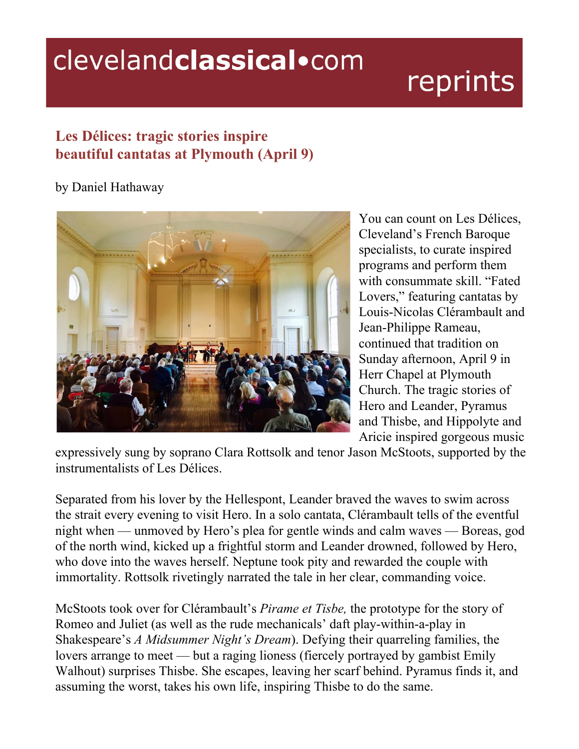clevelandclassical•com reprints

# Les Délices: tragic stories inspire beautiful cantatas at Plymouth (April 9)

by Daniel Hathaway

You can count on Les Délices, Cleveland's French Baroque specialists, to curate inspired programs and perform them with consummate skill. "Fated Lovers," featuring cantatas by Louis-Nicolas Clérambault and Jean-Philippe Rameau, continued that tradition on Sunday afternoon, April 9 in Herr Chapel at Plymouth Church. The tragic stories of Hero and Leander, Pyramus and Thisbe, and Hippolyte and Aricie inspired gorgeous music expressively sung by soprano Clara Rottsolk and tenor Jason McStoots, supported by the instrumentalists of Les Délices.

Separated from his lover by the Hellespont, Leander braved the waves to swim across the strait every evening to visit Hero. In a solo cantata, Clérambault tells of the eventful night when — unmoved by Hero's plea for gentle winds and calm waves — Boreas, god of the north wind, kicked up a frightful storm and Leander drowned, followed by Hero, who dove into the waves herself. Neptune took pity and rewarded the couple with immortality. Rottsolk rivetingly narrated the tale in her clear, commanding voice.

McStoots took over for Clérambault's *Pirame et Tisbe,* the prototype for the story of Romeo and Juliet (as well as the rude mechanicals' daft play-within-a-play in Shakespeare's *A Midsummer Night's Dream*). Defying their quarreling families, the lovers arrange to meet — but a raging lioness (fiercely portrayed by gambist Emily Walhout) surprises Thisbe. She escapes, leaving her scarf behind. Pyramus finds it, and assuming the worst, takes his own life, inspiring Thisbe to do the same.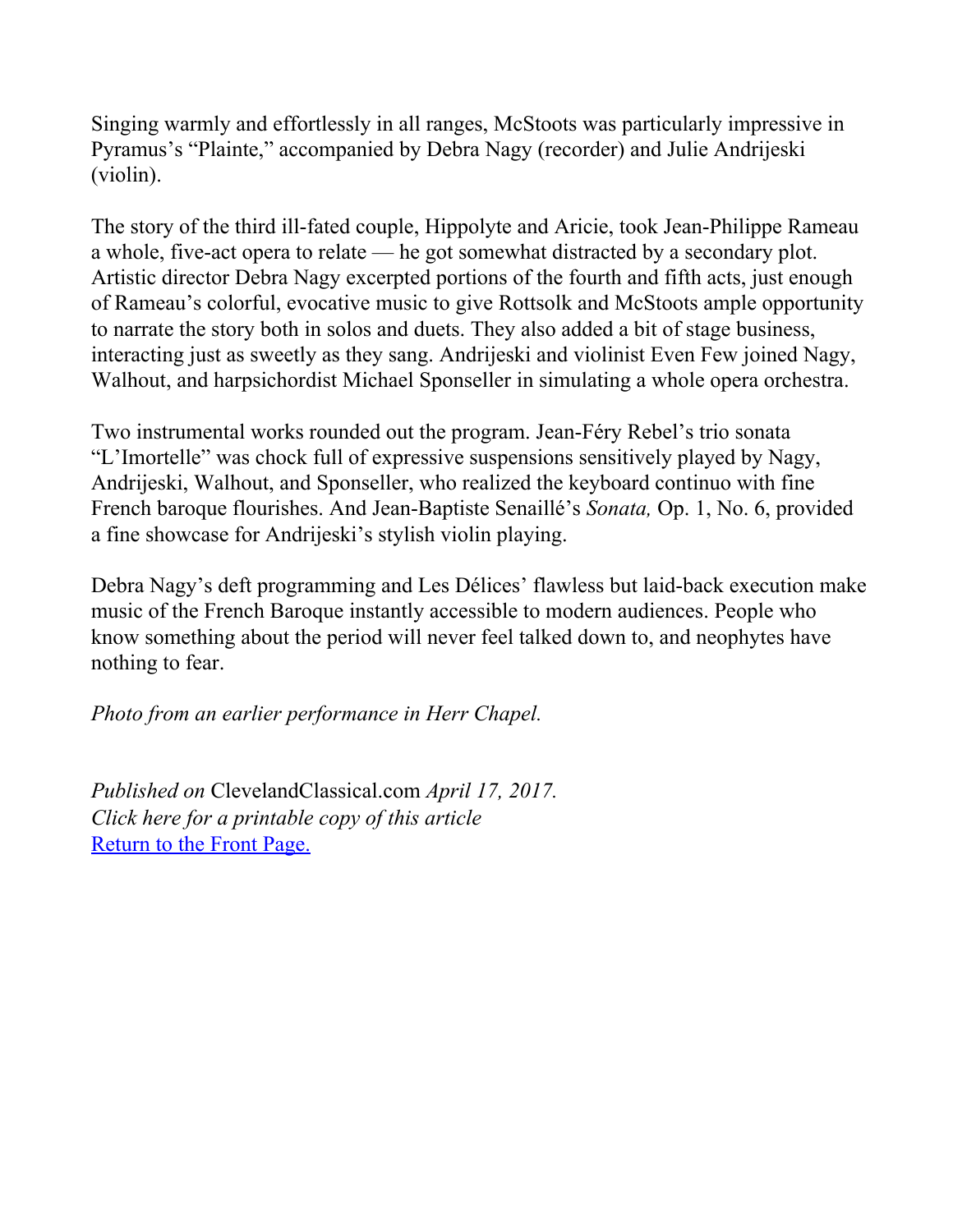Singing warmly and effortlessly in all ranges, McStoots was particularly impressive in Pyramus's "Plainte," accompanied by Debra Nagy (recorder) and Julie Andrijeski (violin).

The story of the third ill-fated couple, Hippolyte and Aricie, took Jean-Philippe Rameau a whole, five-act opera to relate — he got somewhat distracted by a secondary plot. Artistic director Debra Nagy excerpted portions of the fourth and fifth acts, just enough of Rameau's colorful, evocative music to give Rottsolk and McStoots ample opportunity to narrate the story both in solos and duets. They also added a bit of stage business, interacting just as sweetly as they sang. Andrijeski and violinist Even Few joined Nagy, Walhout, and harpsichordist Michael Sponseller in simulating a whole opera orchestra.

Two instrumental works rounded out the program. Jean-Féry Rebel's trio sonata "L'Imortelle" was chock full of expressive suspensions sensitively played by Nagy, Andrijeski, Walhout, and Sponseller, who realized the keyboard continuo with fine French baroque flourishes. And Jean-Baptiste Senaillé's *Sonata,* Op. 1, No. 6, provided a fine showcase for Andrijeski's stylish violin playing.

Debra Nagy's deft programming and Les Délices' flawless but laid-back execution make music of the French Baroque instantly accessible to modern audiences. People who know something about the period will never feel talked down to, and neophytes have nothing to fear.

*Photo from an earlier performance in Herr Chapel.*

*Published on* ClevelandClassical.com *April 17, 2017.*
*Click here for a printable copy of this article*
[Return to the Front Page.]